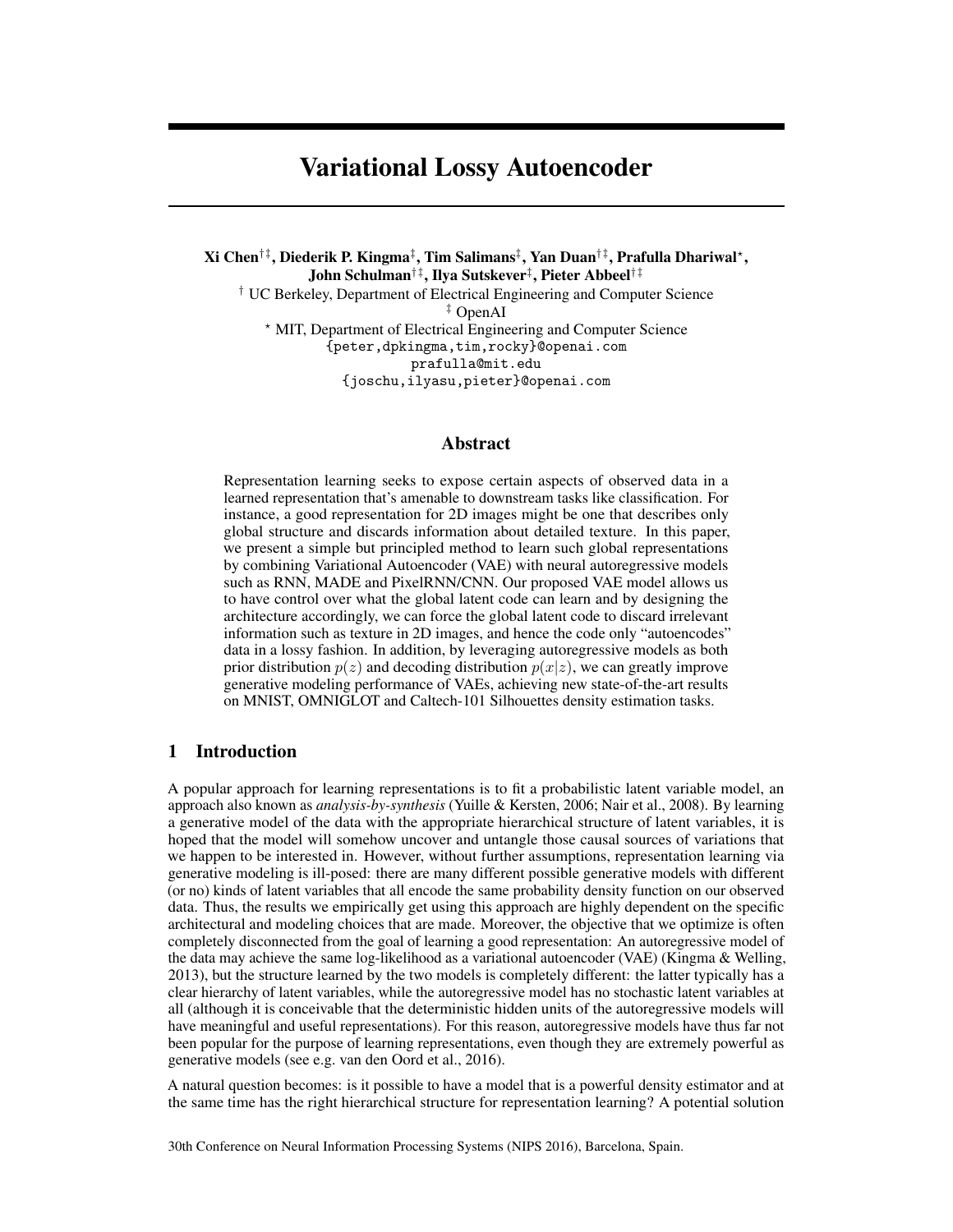# Variational Lossy Autoencoder

**Xi Chen**[†‡], **Diederik P. Kingma**[‡], **Tim Salimans**[‡], **Yan Duan**[†‡], **Prafulla Dhariwal**[⋆], **John Schulman**[†‡], **Ilya Sutskever**[‡], **Pieter Abbeel**[†‡]

[†] UC Berkeley, Department of Electrical Engineering and Computer Science

[‡] OpenAI

[⋆] MIT, Department of Electrical Engineering and Computer Science

{peter,dpkingma,tim,rocky}@openai.com

prafulla@mit.edu

{joschu,ilyasu,pieter}@openai.com

## Abstract

Representation learning seeks to expose certain aspects of observed data in a learned representation that's amenable to downstream tasks like classification. For instance, a good representation for 2D images might be one that describes only global structure and discards information about detailed texture. In this paper, we present a simple but principled method to learn such global representations by combining Variational Autoencoder (VAE) with neural autoregressive models such as RNN, MADE and PixelRNN/CNN. Our proposed VAE model allows us to have control over what the global latent code can learn and by designing the architecture accordingly, we can force the global latent code to discard irrelevant information such as texture in 2D images, and hence the code only "autoencodes" data in a lossy fashion. In addition, by leveraging autoregressive models as both prior distribution $p(z)$ and decoding distribution $p(x|z)$, we can greatly improve generative modeling performance of VAEs, achieving new state-of-the-art results on MNIST, OMNIGLOT and Caltech-101 Silhouettes density estimation tasks.

## 1 Introduction

A popular approach for learning representations is to fit a probabilistic latent variable model, an approach also known as *analysis-by-synthesis* (Yuille & Kersten, 2006; Nair et al., 2008). By learning a generative model of the data with the appropriate hierarchical structure of latent variables, it is hoped that the model will somehow uncover and untangle those causal sources of variations that we happen to be interested in. However, without further assumptions, representation learning via generative modeling is ill-posed: there are many different possible generative models with different (or no) kinds of latent variables that all encode the same probability density function on our observed data. Thus, the results we empirically get using this approach are highly dependent on the specific architectural and modeling choices that are made. Moreover, the objective that we optimize is often completely disconnected from the goal of learning a good representation: An autoregressive model of the data may achieve the same log-likelihood as a variational autoencoder (VAE) (Kingma & Welling, 2013), but the structure learned by the two models is completely different: the latter typically has a clear hierarchy of latent variables, while the autoregressive model has no stochastic latent variables at all (although it is conceivable that the deterministic hidden units of the autoregressive models will have meaningful and useful representations). For this reason, autoregressive models have thus far not been popular for the purpose of learning representations, even though they are extremely powerful as generative models (see e.g. van den Oord et al., 2016).

A natural question becomes: is it possible to have a model that is a powerful density estimator and at the same time has the right hierarchical structure for representation learning? A potential solution

30th Conference on Neural Information Processing Systems (NIPS 2016), Barcelona, Spain.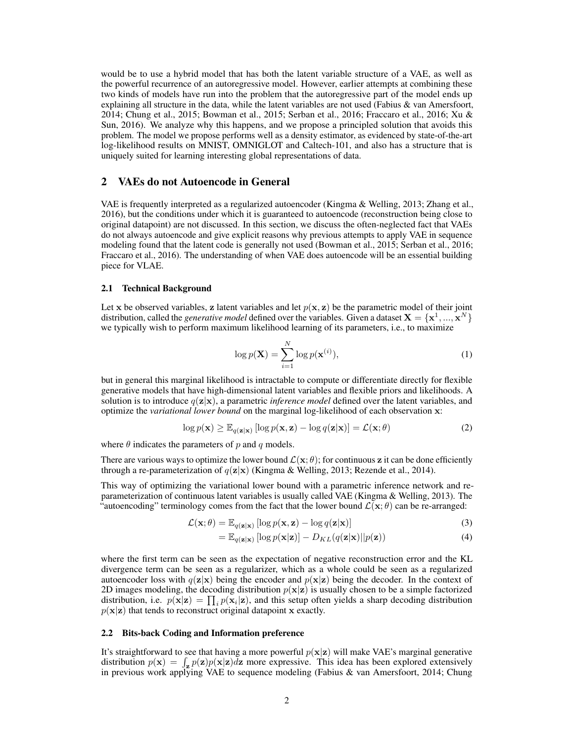would be to use a hybrid model that has both the latent variable structure of a VAE, as well as the powerful recurrence of an autoregressive model. However, earlier attempts at combining these two kinds of models have run into the problem that the autoregressive part of the model ends up explaining all structure in the data, while the latent variables are not used (Fabius & van Amersfoort, 2014; Chung et al., 2015; Bowman et al., 2015; Serban et al., 2016; Fraccaro et al., 2016; Xu & Sun, 2016). We analyze why this happens, and we propose a principled solution that avoids this problem. The model we propose performs well as a density estimator, as evidenced by state-of-the-art log-likelihood results on MNIST, OMNIGLOT and Caltech-101, and also has a structure that is uniquely suited for learning interesting global representations of data.

## 2 VAEs do not Autoencode in General

VAE is frequently interpreted as a regularized autoencoder (Kingma & Welling, 2013; Zhang et al., 2016), but the conditions under which it is guaranteed to autoencode (reconstruction being close to original datapoint) are not discussed. In this section, we discuss the often-neglected fact that VAEs do not always autoencode and give explicit reasons why previous attempts to apply VAE in sequence modeling found that the latent code is generally not used (Bowman et al., 2015; Serban et al., 2016; Fraccaro et al., 2016). The understanding of when VAE does autoencode will be an essential building piece for VLAE.

### 2.1 Technical Background

Let $\mathbf{x}$ be observed variables, $\mathbf{z}$ latent variables and let $p(\mathbf{x}, \mathbf{z})$ be the parametric model of their joint distribution, called the *generative model* defined over the variables. Given a dataset $\mathbf{X} = \{\mathbf{x}^1, ..., \mathbf{x}^N\}$ we typically wish to perform maximum likelihood learning of its parameters, i.e., to maximize

$$\log p(\mathbf{X}) = \sum_{i=1}^{N} \log p(\mathbf{x}^{(i)}), \tag{1}$$

but in general this marginal likelihood is intractable to compute or differentiate directly for flexible generative models that have high-dimensional latent variables and flexible priors and likelihoods. A solution is to introduce $q(\mathbf{z}|\mathbf{x})$, a parametric *inference model* defined over the latent variables, and optimize the *variational lower bound* on the marginal log-likelihood of each observation $\mathbf{x}$:

$$\log p(\mathbf{x}) \geq \mathbb{E}_{q(\mathbf{z}|\mathbf{x})} \left[\log p(\mathbf{x}, \mathbf{z}) - \log q(\mathbf{z}|\mathbf{x})\right] = \mathcal{L}(\mathbf{x}; \theta) \tag{2}$$

where $\theta$ indicates the parameters of $p$ and $q$ models.

There are various ways to optimize the lower bound $\mathcal{L}(\mathbf{x}; \theta)$; for continuous $\mathbf{z}$ it can be done efficiently through a re-parameterization of $q(\mathbf{z}|\mathbf{x})$ (Kingma & Welling, 2013; Rezende et al., 2014).

This way of optimizing the variational lower bound with a parametric inference network and re-parameterization of continuous latent variables is usually called VAE (Kingma & Welling, 2013). The "autoencoding" terminology comes from the fact that the lower bound $\mathcal{L}(\mathbf{x}; \theta)$ can be re-arranged:

$$\mathcal{L}(\mathbf{x}; \theta) = \mathbb{E}_{q(\mathbf{z}|\mathbf{x})} \left[\log p(\mathbf{x}, \mathbf{z}) - \log q(\mathbf{z}|\mathbf{x})\right] \tag{3}$$

$$= \mathbb{E}_{q(\mathbf{z}|\mathbf{x})} \left[\log p(\mathbf{x}|\mathbf{z})\right] - D_{KL}(q(\mathbf{z}|\mathbf{x})||p(\mathbf{z})) \tag{4}$$

where the first term can be seen as the expectation of negative reconstruction error and the KL divergence term can be seen as a regularizer, which as a whole could be seen as a regularized autoencoder loss with $q(\mathbf{z}|\mathbf{x})$ being the encoder and $p(\mathbf{x}|\mathbf{z})$ being the decoder. In the context of 2D images modeling, the decoding distribution $p(\mathbf{x}|\mathbf{z})$ is usually chosen to be a simple factorized distribution, i.e. $p(\mathbf{x}|\mathbf{z}) = \prod_i p(\mathbf{x}_i|\mathbf{z})$, and this setup often yields a sharp decoding distribution $p(\mathbf{x}|\mathbf{z})$ that tends to reconstruct original datapoint $\mathbf{x}$ exactly.

### 2.2 Bits-back Coding and Information preference

It's straightforward to see that having a more powerful $p(\mathbf{x}|\mathbf{z})$ will make VAE's marginal generative distribution $p(\mathbf{x}) = \int_{\mathbf{z}} p(\mathbf{z})p(\mathbf{x}|\mathbf{z})d\mathbf{z}$ more expressive. This idea has been explored extensively in previous work applying VAE to sequence modeling (Fabius & van Amersfoort, 2014; Chung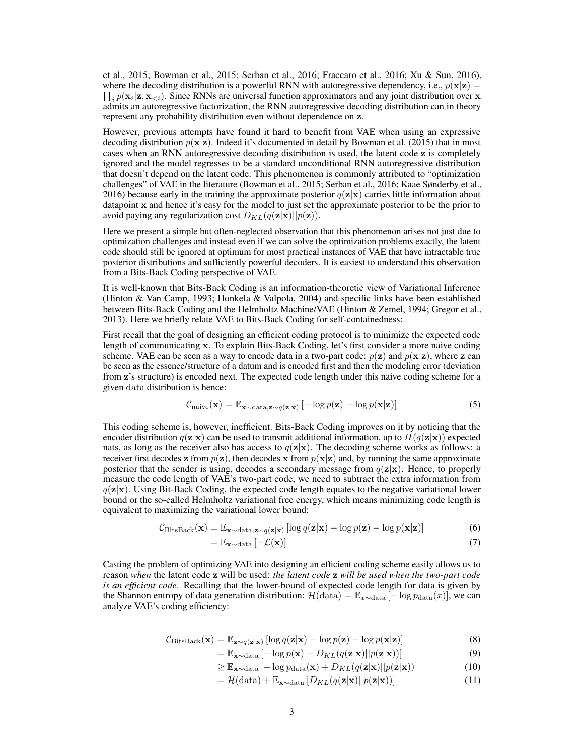et al., 2015; Bowman et al., 2015; Serban et al., 2016; Fraccaro et al., 2016; Xu & Sun, 2016), where the decoding distribution is a powerful RNN with autoregressive dependency, i.e., $p(\mathbf{x}|\mathbf{z}) = \prod_i p(\mathbf{x}_i|\mathbf{z}, \mathbf{x}_{<i})$. Since RNNs are universal function approximators and any joint distribution over $\mathbf{x}$ admits an autoregressive factorization, the RNN autoregressive decoding distribution can in theory represent any probability distribution even without dependence on $\mathbf{z}$.

However, previous attempts have found it hard to benefit from VAE when using an expressive decoding distribution $p(\mathbf{x}|\mathbf{z})$. Indeed it's documented in detail by Bowman et al. (2015) that in most cases when an RNN autoregressive decoding distribution is used, the latent code $\mathbf{z}$ is completely ignored and the model regresses to be a standard unconditional RNN autoregressive distribution that doesn't depend on the latent code. This phenomenon is commonly attributed to "optimization challenges" of VAE in the literature (Bowman et al., 2015; Serban et al., 2016; Kaae Sønderby et al., 2016) because early in the training the approximate posterior $q(\mathbf{z}|\mathbf{x})$ carries little information about datapoint $\mathbf{x}$ and hence it's easy for the model to just set the approximate posterior to be the prior to avoid paying any regularization cost $D_{KL}(q(\mathbf{z}|\mathbf{x})||p(\mathbf{z}))$.

Here we present a simple but often-neglected observation that this phenomenon arises not just due to optimization challenges and instead even if we can solve the optimization problems exactly, the latent code should still be ignored at optimum for most practical instances of VAE that have intractable true posterior distributions and sufficiently powerful decoders. It is easiest to understand this observation from a Bits-Back Coding perspective of VAE.

It is well-known that Bits-Back Coding is an information-theoretic view of Variational Inference (Hinton & Van Camp, 1993; Honkela & Valpola, 2004) and specific links have been established between Bits-Back Coding and the Helmholtz Machine/VAE (Hinton & Zemel, 1994; Gregor et al., 2013). Here we briefly relate VAE to Bits-Back Coding for self-containedness:

First recall that the goal of designing an efficient coding protocol is to minimize the expected code length of communicating $\mathbf{x}$. To explain Bits-Back Coding, let's first consider a more naive coding scheme. VAE can be seen as a way to encode data in a two-part code: $p(\mathbf{z})$ and $p(\mathbf{x}|\mathbf{z})$, where $\mathbf{z}$ can be seen as the essence/structure of a datum and is encoded first and then the modeling error (deviation from $\mathbf{z}$'s structure) is encoded next. The expected code length under this naive coding scheme for a given $\mathrm{data}$ distribution is hence:

$$\mathcal{C}_{\mathrm{naive}}(\mathbf{x}) = \mathbb{E}_{\mathbf{x}\sim\mathrm{data},\mathbf{z}\sim q(\mathbf{z}|\mathbf{x})}\left[-\log p(\mathbf{z}) - \log p(\mathbf{x}|\mathbf{z})\right] \tag{5}$$

This coding scheme is, however, inefficient. Bits-Back Coding improves on it by noticing that the encoder distribution $q(\mathbf{z}|\mathbf{x})$ can be used to transmit additional information, up to $H(q(\mathbf{z}|\mathbf{x}))$ expected nats, as long as the receiver also has access to $q(\mathbf{z}|\mathbf{x})$. The decoding scheme works as follows: a receiver first decodes $\mathbf{z}$ from $p(\mathbf{z})$, then decodes $\mathbf{x}$ from $p(\mathbf{x}|\mathbf{z})$ and, by running the same approximate posterior that the sender is using, decodes a secondary message from $q(\mathbf{z}|\mathbf{x})$. Hence, to properly measure the code length of VAE's two-part code, we need to subtract the extra information from $q(\mathbf{z}|\mathbf{x})$. Using Bit-Back Coding, the expected code length equates to the negative variational lower bound or the so-called Helmholtz variational free energy, which means minimizing code length is equivalent to maximizing the variational lower bound:

$$\mathcal{C}_{\mathrm{BitsBack}}(\mathbf{x}) = \mathbb{E}_{\mathbf{x}\sim\mathrm{data},\mathbf{z}\sim q(\mathbf{z}|\mathbf{x})}\left[\log q(\mathbf{z}|\mathbf{x}) - \log p(\mathbf{z}) - \log p(\mathbf{x}|\mathbf{z})\right] \tag{6}$$

$$= \mathbb{E}_{\mathbf{x}\sim\mathrm{data}}\left[-\mathcal{L}(\mathbf{x})\right] \tag{7}$$

Casting the problem of optimizing VAE into designing an efficient coding scheme easily allows us to reason *when* the latent code $\mathbf{z}$ will be used: *the latent code* $\mathbf{z}$ *will be used when the two-part code is an efficient code*. Recalling that the lower-bound of expected code length for data is given by the Shannon entropy of data generation distribution: $\mathcal{H}(\mathrm{data}) = \mathbb{E}_{x\sim\mathrm{data}}\left[-\log p_{\mathrm{data}}(x)\right]$, we can analyze VAE's coding efficiency:

$$\mathcal{C}_{\mathrm{BitsBack}}(\mathbf{x}) = \mathbb{E}_{\mathbf{z}\sim q(\mathbf{z}|\mathbf{x})}\left[\log q(\mathbf{z}|\mathbf{x}) - \log p(\mathbf{z}) - \log p(\mathbf{x}|\mathbf{z})\right] \tag{8}$$

$$= \mathbb{E}_{\mathbf{x}\sim\mathrm{data}}\left[-\log p(\mathbf{x}) + D_{KL}(q(\mathbf{z}|\mathbf{x})||p(\mathbf{z}|\mathbf{x}))\right] \tag{9}$$

$$\geq \mathbb{E}_{\mathbf{x}\sim\mathrm{data}}\left[-\log p_{\mathrm{data}}(\mathbf{x}) + D_{KL}(q(\mathbf{z}|\mathbf{x})||p(\mathbf{z}|\mathbf{x}))\right] \tag{10}$$

$$= \mathcal{H}(\mathrm{data}) + \mathbb{E}_{\mathbf{x}\sim\mathrm{data}}\left[D_{KL}(q(\mathbf{z}|\mathbf{x})||p(\mathbf{z}|\mathbf{x}))\right] \tag{11}$$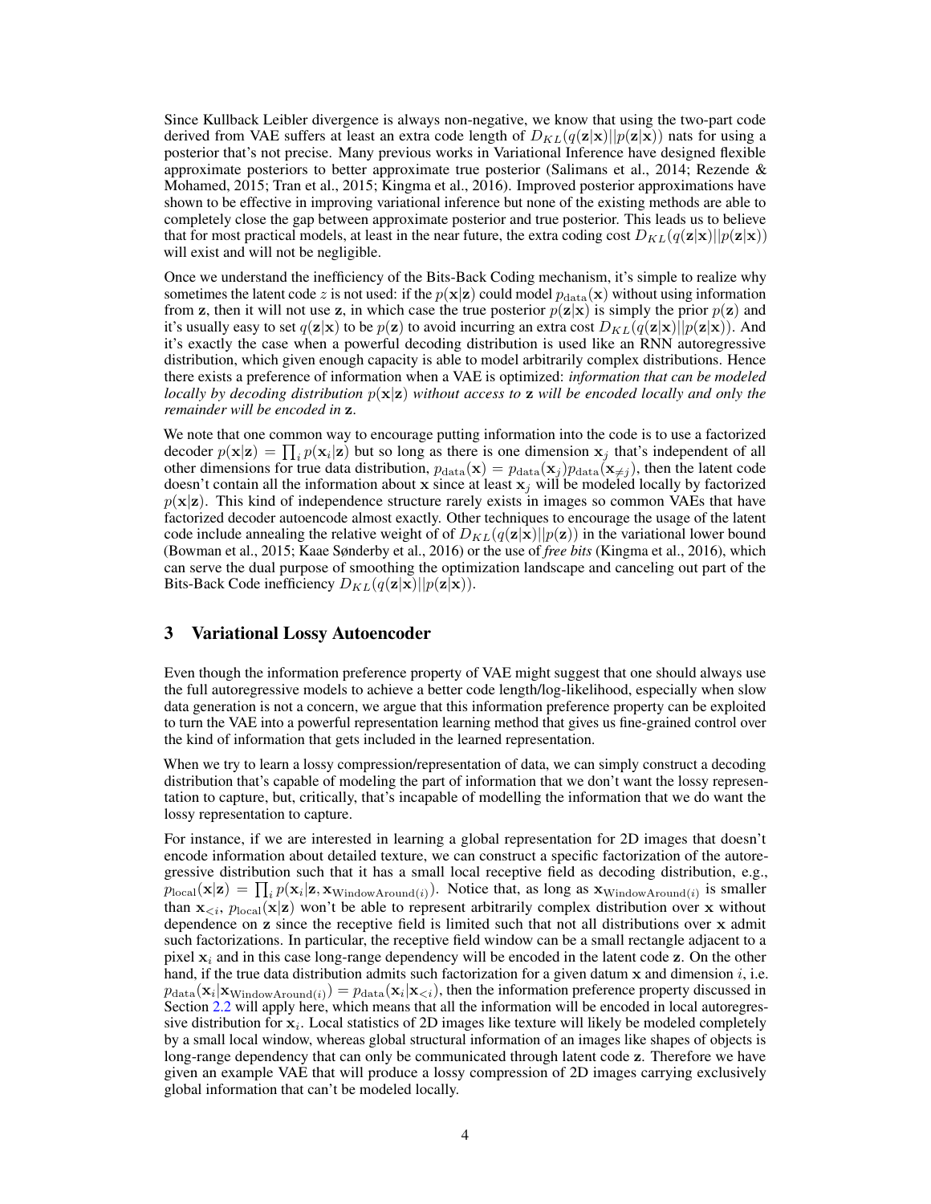Since Kullback Leibler divergence is always non-negative, we know that using the two-part code derived from VAE suffers at least an extra code length of $D_{KL}(q(\mathbf{z}|\mathbf{x})||p(\mathbf{z}|\mathbf{x}))$ nats for using a posterior that's not precise. Many previous works in Variational Inference have designed flexible approximate posteriors to better approximate true posterior (Salimans et al., 2014; Rezende & Mohamed, 2015; Tran et al., 2015; Kingma et al., 2016). Improved posterior approximations have shown to be effective in improving variational inference but none of the existing methods are able to completely close the gap between approximate posterior and true posterior. This leads us to believe that for most practical models, at least in the near future, the extra coding cost $D_{KL}(q(\mathbf{z}|\mathbf{x})||p(\mathbf{z}|\mathbf{x}))$ will exist and will not be negligible.

Once we understand the inefficiency of the Bits-Back Coding mechanism, it's simple to realize why sometimes the latent code $z$ is not used: if the $p(\mathbf{x}|\mathbf{z})$ could model $p_{\text{data}}(\mathbf{x})$ without using information from $\mathbf{z}$, then it will not use $\mathbf{z}$, in which case the true posterior $p(\mathbf{z}|\mathbf{x})$ is simply the prior $p(\mathbf{z})$ and it's usually easy to set $q(\mathbf{z}|\mathbf{x})$ to be $p(\mathbf{z})$ to avoid incurring an extra cost $D_{KL}(q(\mathbf{z}|\mathbf{x})||p(\mathbf{z}|\mathbf{x}))$. And it's exactly the case when a powerful decoding distribution is used like an RNN autoregressive distribution, which given enough capacity is able to model arbitrarily complex distributions. Hence there exists a preference of information when a VAE is optimized: *information that can be modeled locally by decoding distribution $p(\mathbf{x}|\mathbf{z})$ without access to $\mathbf{z}$ will be encoded locally and only the remainder will be encoded in $\mathbf{z}$.*

We note that one common way to encourage putting information into the code is to use a factorized decoder $p(\mathbf{x}|\mathbf{z}) = \prod_i p(\mathbf{x}_i|\mathbf{z})$ but so long as there is one dimension $\mathbf{x}_j$ that's independent of all other dimensions for true data distribution, $p_{\text{data}}(\mathbf{x}) = p_{\text{data}}(\mathbf{x}_j)p_{\text{data}}(\mathbf{x}_{\neq j})$, then the latent code doesn't contain all the information about $\mathbf{x}$ since at least $\mathbf{x}_j$ will be modeled locally by factorized $p(\mathbf{x}|\mathbf{z})$. This kind of independence structure rarely exists in images so common VAEs that have factorized decoder autoencode almost exactly. Other techniques to encourage the usage of the latent code include annealing the relative weight of of $D_{KL}(q(\mathbf{z}|\mathbf{x})||p(\mathbf{z}))$ in the variational lower bound (Bowman et al., 2015; Kaae Sønderby et al., 2016) or the use of *free bits* (Kingma et al., 2016), which can serve the dual purpose of smoothing the optimization landscape and canceling out part of the Bits-Back Code inefficiency $D_{KL}(q(\mathbf{z}|\mathbf{x})||p(\mathbf{z}|\mathbf{x}))$.

## 3 Variational Lossy Autoencoder

Even though the information preference property of VAE might suggest that one should always use the full autoregressive models to achieve a better code length/log-likelihood, especially when slow data generation is not a concern, we argue that this information preference property can be exploited to turn the VAE into a powerful representation learning method that gives us fine-grained control over the kind of information that gets included in the learned representation.

When we try to learn a lossy compression/representation of data, we can simply construct a decoding distribution that's capable of modeling the part of information that we don't want the lossy representation to capture, but, critically, that's incapable of modelling the information that we do want the lossy representation to capture.

For instance, if we are interested in learning a global representation for 2D images that doesn't encode information about detailed texture, we can construct a specific factorization of the autoregressive distribution such that it has a small local receptive field as decoding distribution, e.g., $p_{\text{local}}(\mathbf{x}|\mathbf{z}) = \prod_i p(\mathbf{x}_i|\mathbf{z}, \mathbf{x}_{\text{WindowAround}(i)})$. Notice that, as long as $\mathbf{x}_{\text{WindowAround}(i)}$ is smaller than $\mathbf{x}_{<i}$, $p_{\text{local}}(\mathbf{x}|\mathbf{z})$ won't be able to represent arbitrarily complex distribution over $\mathbf{x}$ without dependence on $\mathbf{z}$ since the receptive field is limited such that not all distributions over $\mathbf{x}$ admit such factorizations. In particular, the receptive field window can be a small rectangle adjacent to a pixel $\mathbf{x}_i$ and in this case long-range dependency will be encoded in the latent code $\mathbf{z}$. On the other hand, if the true data distribution admits such factorization for a given datum $\mathbf{x}$ and dimension $i$, i.e. $p_{\text{data}}(\mathbf{x}_i|\mathbf{x}_{\text{WindowAround}(i)}) = p_{\text{data}}(\mathbf{x}_i|\mathbf{x}_{<i})$, then the information preference property discussed in Section 2.2 will apply here, which means that all the information will be encoded in local autoregressive distribution for $\mathbf{x}_i$. Local statistics of 2D images like texture will likely be modeled completely by a small local window, whereas global structural information of an images like shapes of objects is long-range dependency that can only be communicated through latent code $\mathbf{z}$. Therefore we have given an example VAE that will produce a lossy compression of 2D images carrying exclusively global information that can't be modeled locally.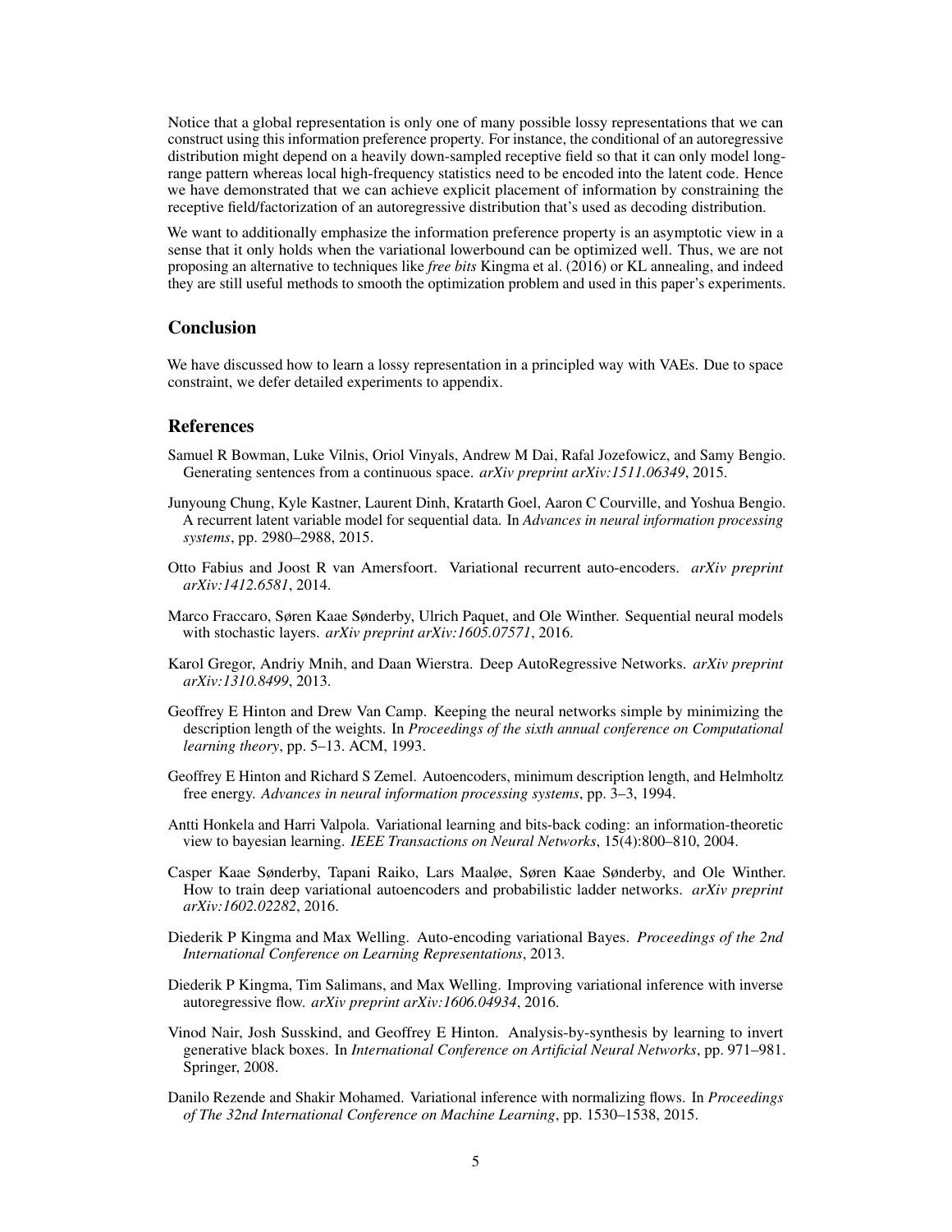Notice that a global representation is only one of many possible lossy representations that we can construct using this information preference property. For instance, the conditional of an autoregressive distribution might depend on a heavily down-sampled receptive field so that it can only model long-range pattern whereas local high-frequency statistics need to be encoded into the latent code. Hence we have demonstrated that we can achieve explicit placement of information by constraining the receptive field/factorization of an autoregressive distribution that's used as decoding distribution.

We want to additionally emphasize the information preference property is an asymptotic view in a sense that it only holds when the variational lowerbound can be optimized well. Thus, we are not proposing an alternative to techniques like *free bits* Kingma et al. (2016) or KL annealing, and indeed they are still useful methods to smooth the optimization problem and used in this paper's experiments.

## Conclusion

We have discussed how to learn a lossy representation in a principled way with VAEs. Due to space constraint, we defer detailed experiments to appendix.

## References

Samuel R Bowman, Luke Vilnis, Oriol Vinyals, Andrew M Dai, Rafal Jozefowicz, and Samy Bengio. Generating sentences from a continuous space. *arXiv preprint arXiv:1511.06349*, 2015.

Junyoung Chung, Kyle Kastner, Laurent Dinh, Kratarth Goel, Aaron C Courville, and Yoshua Bengio. A recurrent latent variable model for sequential data. In *Advances in neural information processing systems*, pp. 2980–2988, 2015.

Otto Fabius and Joost R van Amersfoort. Variational recurrent auto-encoders. *arXiv preprint arXiv:1412.6581*, 2014.

Marco Fraccaro, Søren Kaae Sønderby, Ulrich Paquet, and Ole Winther. Sequential neural models with stochastic layers. *arXiv preprint arXiv:1605.07571*, 2016.

Karol Gregor, Andriy Mnih, and Daan Wierstra. Deep AutoRegressive Networks. *arXiv preprint arXiv:1310.8499*, 2013.

Geoffrey E Hinton and Drew Van Camp. Keeping the neural networks simple by minimizing the description length of the weights. In *Proceedings of the sixth annual conference on Computational learning theory*, pp. 5–13. ACM, 1993.

Geoffrey E Hinton and Richard S Zemel. Autoencoders, minimum description length, and Helmholtz free energy. *Advances in neural information processing systems*, pp. 3–3, 1994.

Antti Honkela and Harri Valpola. Variational learning and bits-back coding: an information-theoretic view to bayesian learning. *IEEE Transactions on Neural Networks*, 15(4):800–810, 2004.

Casper Kaae Sønderby, Tapani Raiko, Lars Maaløe, Søren Kaae Sønderby, and Ole Winther. How to train deep variational autoencoders and probabilistic ladder networks. *arXiv preprint arXiv:1602.02282*, 2016.

Diederik P Kingma and Max Welling. Auto-encoding variational Bayes. *Proceedings of the 2nd International Conference on Learning Representations*, 2013.

Diederik P Kingma, Tim Salimans, and Max Welling. Improving variational inference with inverse autoregressive flow. *arXiv preprint arXiv:1606.04934*, 2016.

Vinod Nair, Josh Susskind, and Geoffrey E Hinton. Analysis-by-synthesis by learning to invert generative black boxes. In *International Conference on Artificial Neural Networks*, pp. 971–981. Springer, 2008.

Danilo Rezende and Shakir Mohamed. Variational inference with normalizing flows. In *Proceedings of The 32nd International Conference on Machine Learning*, pp. 1530–1538, 2015.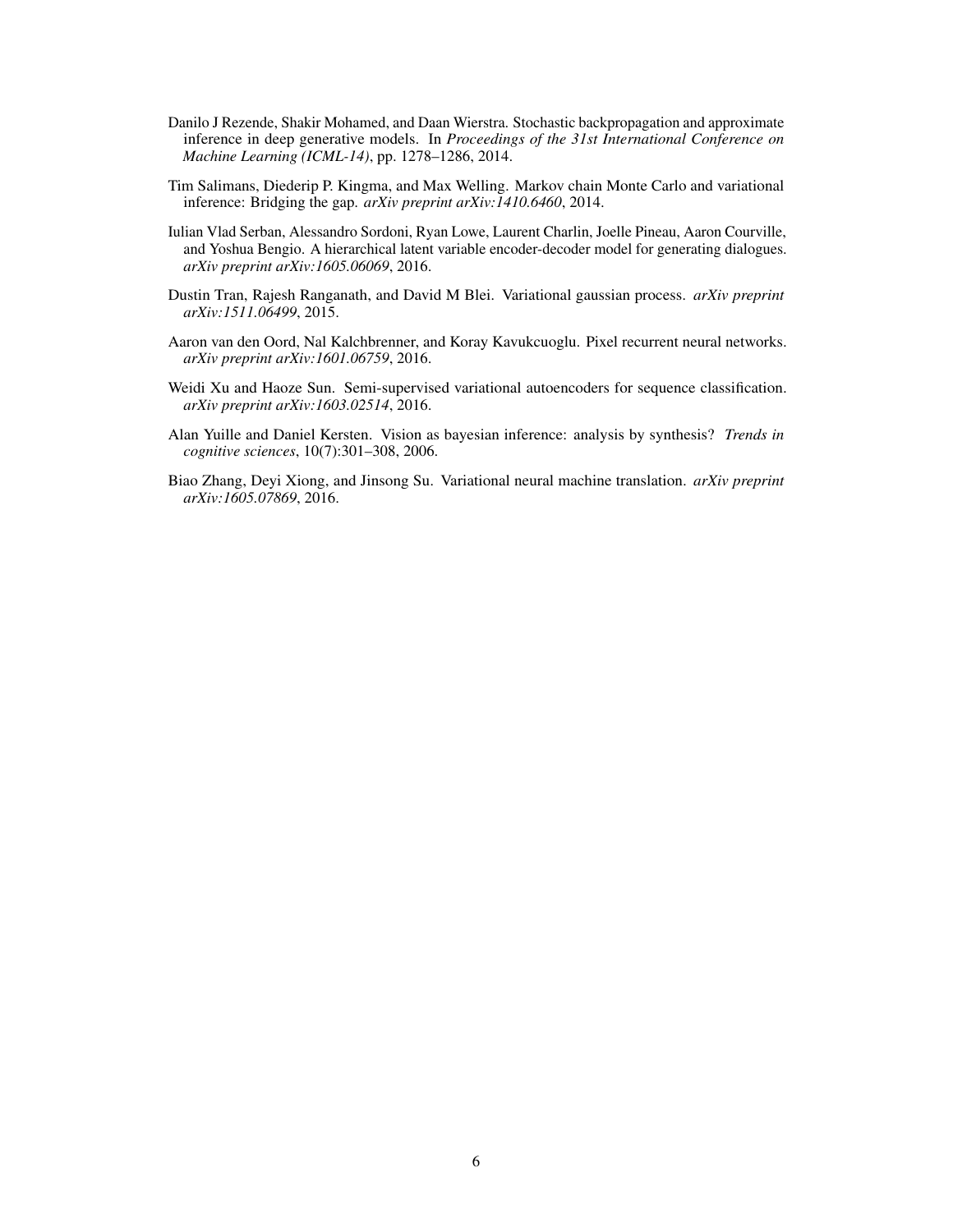Danilo J Rezende, Shakir Mohamed, and Daan Wierstra. Stochastic backpropagation and approximate inference in deep generative models. In *Proceedings of the 31st International Conference on Machine Learning (ICML-14)*, pp. 1278–1286, 2014.

Tim Salimans, Diederip P. Kingma, and Max Welling. Markov chain Monte Carlo and variational inference: Bridging the gap. *arXiv preprint arXiv:1410.6460*, 2014.

Iulian Vlad Serban, Alessandro Sordoni, Ryan Lowe, Laurent Charlin, Joelle Pineau, Aaron Courville, and Yoshua Bengio. A hierarchical latent variable encoder-decoder model for generating dialogues. *arXiv preprint arXiv:1605.06069*, 2016.

Dustin Tran, Rajesh Ranganath, and David M Blei. Variational gaussian process. *arXiv preprint arXiv:1511.06499*, 2015.

Aaron van den Oord, Nal Kalchbrenner, and Koray Kavukcuoglu. Pixel recurrent neural networks. *arXiv preprint arXiv:1601.06759*, 2016.

Weidi Xu and Haoze Sun. Semi-supervised variational autoencoders for sequence classification. *arXiv preprint arXiv:1603.02514*, 2016.

Alan Yuille and Daniel Kersten. Vision as bayesian inference: analysis by synthesis? *Trends in cognitive sciences*, 10(7):301–308, 2006.

Biao Zhang, Deyi Xiong, and Jinsong Su. Variational neural machine translation. *arXiv preprint arXiv:1605.07869*, 2016.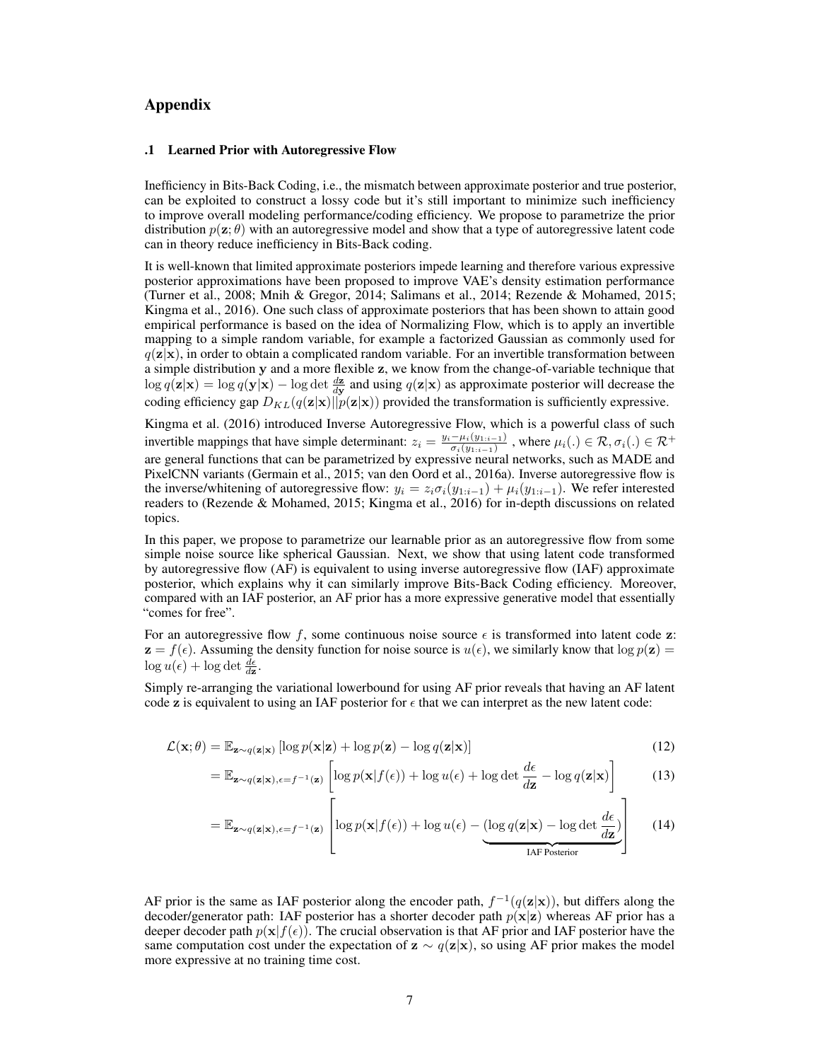# Appendix

### .1 Learned Prior with Autoregressive Flow

Inefficiency in Bits-Back Coding, i.e., the mismatch between approximate posterior and true posterior, can be exploited to construct a lossy code but it's still important to minimize such inefficiency to improve overall modeling performance/coding efficiency. We propose to parametrize the prior distribution $p(\mathbf{z}; \theta)$ with an autoregressive model and show that a type of autoregressive latent code can in theory reduce inefficiency in Bits-Back coding.

It is well-known that limited approximate posteriors impede learning and therefore various expressive posterior approximations have been proposed to improve VAE's density estimation performance (Turner et al., 2008; Mnih & Gregor, 2014; Salimans et al., 2014; Rezende & Mohamed, 2015; Kingma et al., 2016). One such class of approximate posteriors that has been shown to attain good empirical performance is based on the idea of Normalizing Flow, which is to apply an invertible mapping to a simple random variable, for example a factorized Gaussian as commonly used for $q(\mathbf{z}|\mathbf{x})$, in order to obtain a complicated random variable. For an invertible transformation between a simple distribution $\mathbf{y}$ and a more flexible $\mathbf{z}$, we know from the change-of-variable technique that $\log q(\mathbf{z}|\mathbf{x}) = \log q(\mathbf{y}|\mathbf{x}) - \log \det \frac{d\mathbf{z}}{d\mathbf{y}}$ and using $q(\mathbf{z}|\mathbf{x})$ as approximate posterior will decrease the coding efficiency gap $D_{KL}(q(\mathbf{z}|\mathbf{x})||p(\mathbf{z}|\mathbf{x}))$ provided the transformation is sufficiently expressive.

Kingma et al. (2016) introduced Inverse Autoregressive Flow, which is a powerful class of such invertible mappings that have simple determinant: $z_i = \frac{y_i - \mu_i(y_{1:i-1})}{\sigma_i(y_{1:i-1})}$ , where $\mu_i(.) \in \mathcal{R}, \sigma_i(.) \in \mathcal{R}^+$ are general functions that can be parametrized by expressive neural networks, such as MADE and PixelCNN variants (Germain et al., 2015; van den Oord et al., 2016a). Inverse autoregressive flow is the inverse/whitening of autoregressive flow: $y_i = z_i \sigma_i(y_{1:i-1}) + \mu_i(y_{1:i-1})$. We refer interested readers to (Rezende & Mohamed, 2015; Kingma et al., 2016) for in-depth discussions on related topics.

In this paper, we propose to parametrize our learnable prior as an autoregressive flow from some simple noise source like spherical Gaussian. Next, we show that using latent code transformed by autoregressive flow (AF) is equivalent to using inverse autoregressive flow (IAF) approximate posterior, which explains why it can similarly improve Bits-Back Coding efficiency. Moreover, compared with an IAF posterior, an AF prior has a more expressive generative model that essentially "comes for free".

For an autoregressive flow $f$, some continuous noise source $\epsilon$ is transformed into latent code $\mathbf{z}$: $\mathbf{z} = f(\epsilon)$. Assuming the density function for noise source is $u(\epsilon)$, we similarly know that $\log p(\mathbf{z}) = \log u(\epsilon) + \log \det \frac{d\epsilon}{d\mathbf{z}}$.

Simply re-arranging the variational lowerbound for using AF prior reveals that having an AF latent code $\mathbf{z}$ is equivalent to using an IAF posterior for $\epsilon$ that we can interpret as the new latent code:

$$\mathcal{L}(\mathbf{x}; \theta) = \mathbb{E}_{\mathbf{z} \sim q(\mathbf{z}|\mathbf{x})} \left[ \log p(\mathbf{x}|\mathbf{z}) + \log p(\mathbf{z}) - \log q(\mathbf{z}|\mathbf{x}) \right] \tag{12}$$

$$= \mathbb{E}_{\mathbf{z} \sim q(\mathbf{z}|\mathbf{x}), \epsilon = f^{-1}(\mathbf{z})} \left[ \log p(\mathbf{x}|f(\epsilon)) + \log u(\epsilon) + \log \det \frac{d\epsilon}{d\mathbf{z}} - \log q(\mathbf{z}|\mathbf{x}) \right] \tag{13}$$

$$= \mathbb{E}_{\mathbf{z} \sim q(\mathbf{z}|\mathbf{x}), \epsilon = f^{-1}(\mathbf{z})} \left[ \log p(\mathbf{x}|f(\epsilon)) + \log u(\epsilon) - \underbrace{(\log q(\mathbf{z}|\mathbf{x}) - \log \det \frac{d\epsilon}{d\mathbf{z}})}_{\text{IAF Posterior}} \right] \tag{14}$$

AF prior is the same as IAF posterior along the encoder path, $f^{-1}(q(\mathbf{z}|\mathbf{x}))$, but differs along the decoder/generator path: IAF posterior has a shorter decoder path $p(\mathbf{x}|\mathbf{z})$ whereas AF prior has a deeper decoder path $p(\mathbf{x}|f(\epsilon))$. The crucial observation is that AF prior and IAF posterior have the same computation cost under the expectation of $\mathbf{z} \sim q(\mathbf{z}|\mathbf{x})$, so using AF prior makes the model more expressive at no training time cost.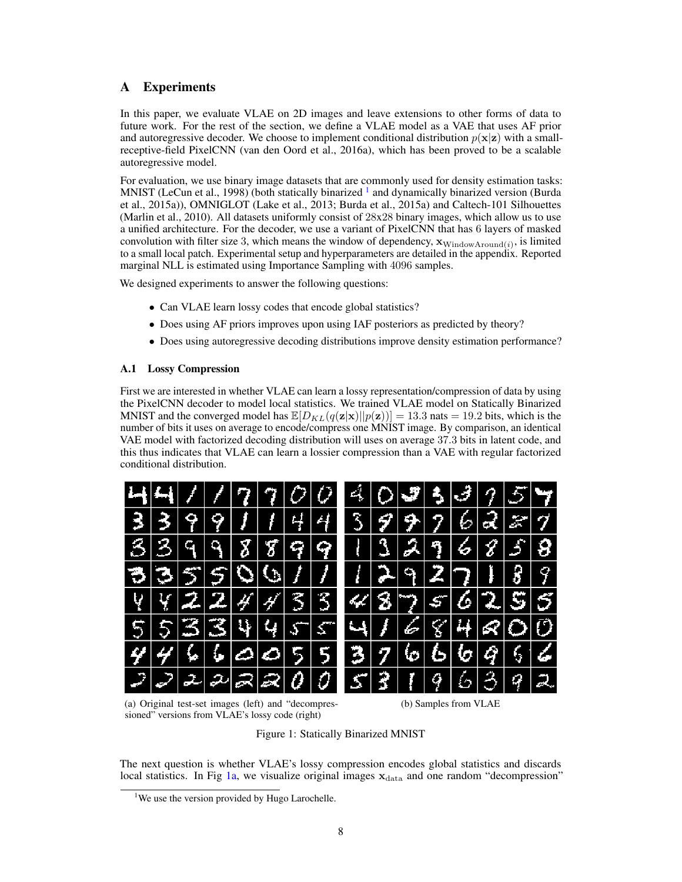# A Experiments

In this paper, we evaluate VLAE on 2D images and leave extensions to other forms of data to future work. For the rest of the section, we define a VLAE model as a VAE that uses AF prior and autoregressive decoder. We choose to implement conditional distribution $p(\mathbf{x}|\mathbf{z})$ with a small-receptive-field PixelCNN (van den Oord et al., 2016a), which has been proved to be a scalable autoregressive model.

For evaluation, we use binary image datasets that are commonly used for density estimation tasks: MNIST (LeCun et al., 1998) (both statically binarized [1] and dynamically binarized version (Burda et al., 2015a)), OMNIGLOT (Lake et al., 2013; Burda et al., 2015a) and Caltech-101 Silhouettes (Marlin et al., 2010). All datasets uniformly consist of 28x28 binary images, which allow us to use a unified architecture. For the decoder, we use a variant of PixelCNN that has 6 layers of masked convolution with filter size 3, which means the window of dependency, $\mathbf{x}_{\text{WindowAround}(i)}$, is limited to a small local patch. Experimental setup and hyperparameters are detailed in the appendix. Reported marginal NLL is estimated using Importance Sampling with 4096 samples.

We designed experiments to answer the following questions:

- Can VLAE learn lossy codes that encode global statistics?
- Does using AF priors improves upon using IAF posteriors as predicted by theory?
- Does using autoregressive decoding distributions improve density estimation performance?

## A.1 Lossy Compression

First we are interested in whether VLAE can learn a lossy representation/compression of data by using the PixelCNN decoder to model local statistics. We trained VLAE model on Statically Binarized MNIST and the converged model has $\mathbb{E}[D_{KL}(q(\mathbf{z}|\mathbf{x})||p(\mathbf{z}))] = 13.3$ nats $= 19.2$ bits, which is the number of bits it uses on average to encode/compress one MNIST image. By comparison, an identical VAE model with factorized decoding distribution will uses on average 37.3 bits in latent code, and this thus indicates that VLAE can learn a lossier compression than a VAE with regular factorized conditional distribution.

(a) Original test-set images (left) and "decompressioned" versions from VLAE's lossy code (right)

(b) Samples from VLAE

Figure 1: Statically Binarized MNIST

The next question is whether VLAE's lossy compression encodes global statistics and discards local statistics. In Fig 1a, we visualize original images $\mathbf{x}_{\text{data}}$ and one random "decompression"

[1] We use the version provided by Hugo Larochelle.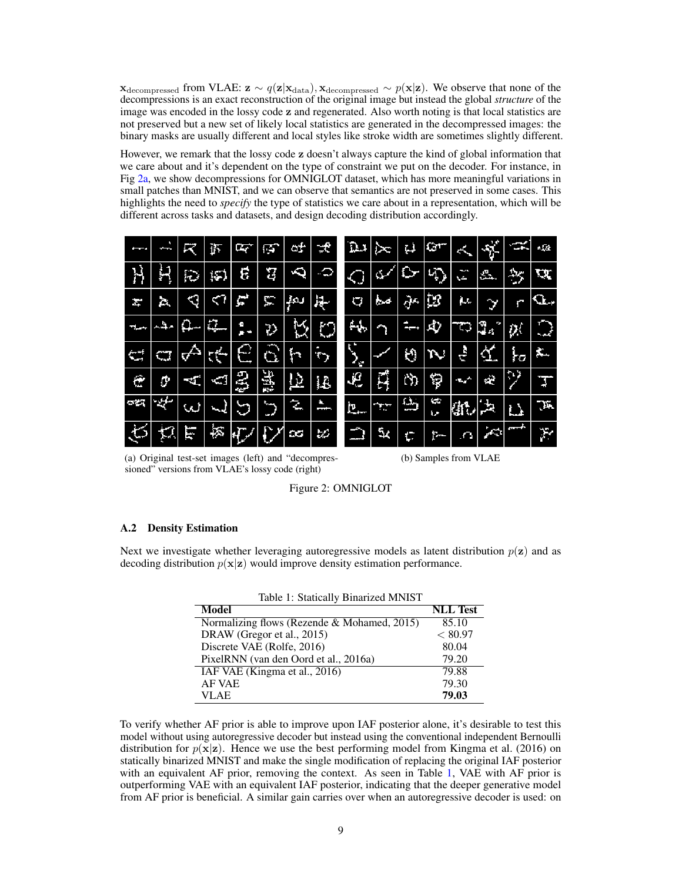$\mathbf{x}_{\text{decompressed}}$ from VLAE: $\mathbf{z} \sim q(\mathbf{z}|\mathbf{x}_{\text{data}}), \mathbf{x}_{\text{decompressed}} \sim p(\mathbf{x}|\mathbf{z})$. We observe that none of the decompressions is an exact reconstruction of the original image but instead the global *structure* of the image was encoded in the lossy code $\mathbf{z}$ and regenerated. Also worth noting is that local statistics are not preserved but a new set of likely local statistics are generated in the decompressed images: the binary masks are usually different and local styles like stroke width are sometimes slightly different.

However, we remark that the lossy code $\mathbf{z}$ doesn't always capture the kind of global information that we care about and it's dependent on the type of constraint we put on the decoder. For instance, in Fig 2a, we show decompressions for OMNIGLOT dataset, which has more meaningful variations in small patches than MNIST, and we can observe that semantics are not preserved in some cases. This highlights the need to *specify* the type of statistics we care about in a representation, which will be different across tasks and datasets, and design decoding distribution accordingly.

(a) Original test-set images (left) and "decompressioned" versions from VLAE's lossy code (right)

(b) Samples from VLAE

Figure 2: OMNIGLOT

### A.2 Density Estimation

Next we investigate whether leveraging autoregressive models as latent distribution $p(\mathbf{z})$ and as decoding distribution $p(\mathbf{x}|\mathbf{z})$ would improve density estimation performance.

Table 1: Statically Binarized MNIST

| Model | NLL Test |
|---|---|
| Normalizing flows (Rezende & Mohamed, 2015) | 85.10 |
| DRAW (Gregor et al., 2015) | $< 80.97$ |
| Discrete VAE (Rolfe, 2016) | 80.04 |
| PixelRNN (van den Oord et al., 2016a) | 79.20 |
| IAF VAE (Kingma et al., 2016) | 79.88 |
| AF VAE | 79.30 |
| VLAE | **79.03** |

To verify whether AF prior is able to improve upon IAF posterior alone, it's desirable to test this model without using autoregressive decoder but instead using the conventional independent Bernoulli distribution for $p(\mathbf{x}|\mathbf{z})$. Hence we use the best performing model from Kingma et al. (2016) on statically binarized MNIST and make the single modification of replacing the original IAF posterior with an equivalent AF prior, removing the context. As seen in Table 1, VAE with AF prior is outperforming VAE with an equivalent IAF posterior, indicating that the deeper generative model from AF prior is beneficial. A similar gain carries over when an autoregressive decoder is used: on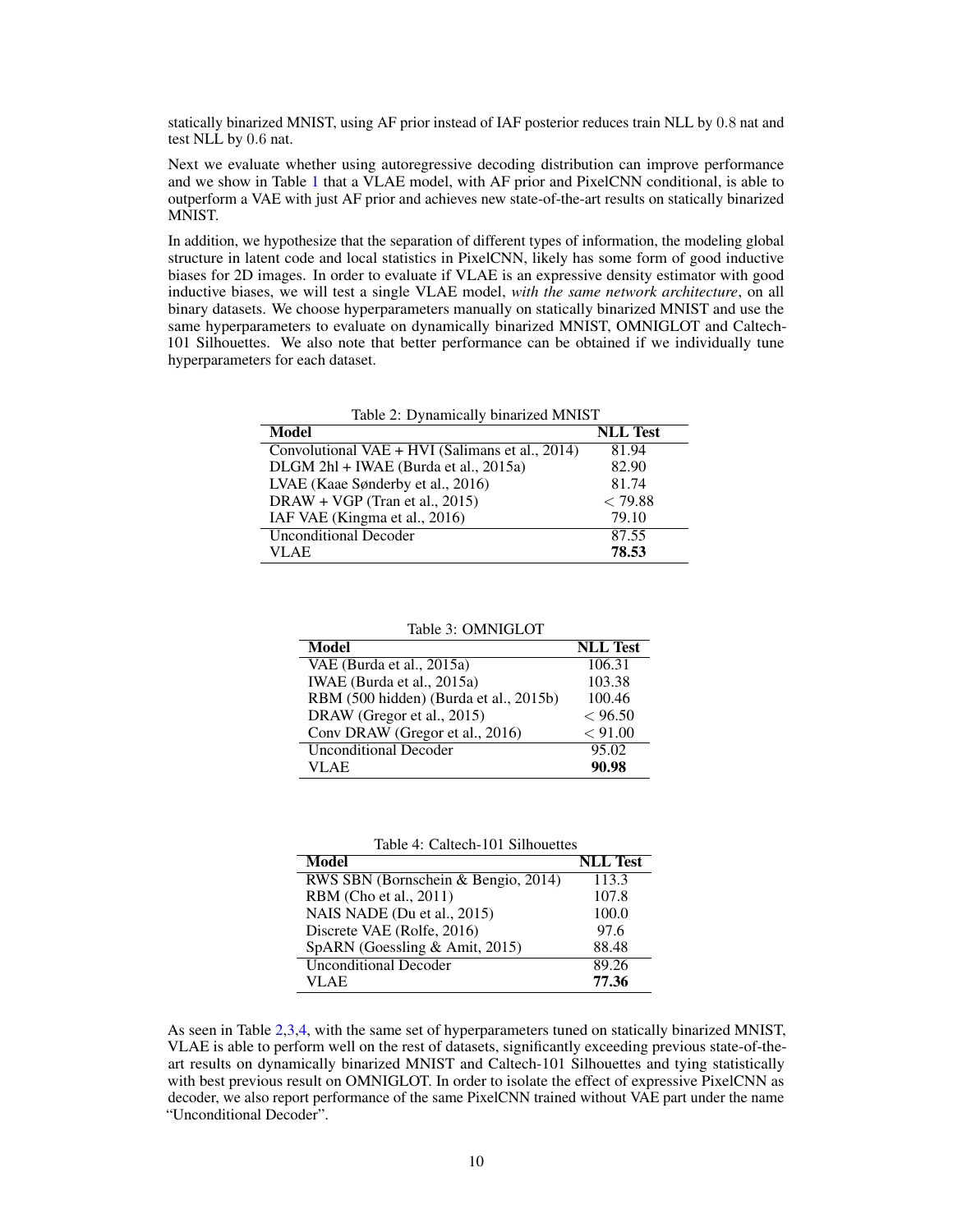statically binarized MNIST, using AF prior instead of IAF posterior reduces train NLL by 0.8 nat and test NLL by 0.6 nat.

Next we evaluate whether using autoregressive decoding distribution can improve performance and we show in Table 1 that a VLAE model, with AF prior and PixelCNN conditional, is able to outperform a VAE with just AF prior and achieves new state-of-the-art results on statically binarized MNIST.

In addition, we hypothesize that the separation of different types of information, the modeling global structure in latent code and local statistics in PixelCNN, likely has some form of good inductive biases for 2D images. In order to evaluate if VLAE is an expressive density estimator with good inductive biases, we will test a single VLAE model, *with the same network architecture*, on all binary datasets. We choose hyperparameters manually on statically binarized MNIST and use the same hyperparameters to evaluate on dynamically binarized MNIST, OMNIGLOT and Caltech-101 Silhouettes. We also note that better performance can be obtained if we individually tune hyperparameters for each dataset.

Table 2: Dynamically binarized MNIST

| **Model** | **NLL Test** |
|---|---|
| Convolutional VAE + HVI (Salimans et al., 2014) | 81.94 |
| DLGM 2hl + IWAE (Burda et al., 2015a) | 82.90 |
| LVAE (Kaae Sønderby et al., 2016) | 81.74 |
| DRAW + VGP (Tran et al., 2015) | $< 79.88$ |
| IAF VAE (Kingma et al., 2016) | 79.10 |
| Unconditional Decoder | 87.55 |
| VLAE | **78.53** |

Table 3: OMNIGLOT

| **Model** | **NLL Test** |
|---|---|
| VAE (Burda et al., 2015a) | 106.31 |
| IWAE (Burda et al., 2015a) | 103.38 |
| RBM (500 hidden) (Burda et al., 2015b) | 100.46 |
| DRAW (Gregor et al., 2015) | $< 96.50$ |
| Conv DRAW (Gregor et al., 2016) | $< 91.00$ |
| Unconditional Decoder | 95.02 |
| VLAE | **90.98** |

Table 4: Caltech-101 Silhouettes

| **Model** | **NLL Test** |
|---|---|
| RWS SBN (Bornschein & Bengio, 2014) | 113.3 |
| RBM (Cho et al., 2011) | 107.8 |
| NAIS NADE (Du et al., 2015) | 100.0 |
| Discrete VAE (Rolfe, 2016) | 97.6 |
| SpARN (Goessling & Amit, 2015) | 88.48 |
| Unconditional Decoder | 89.26 |
| VLAE | **77.36** |

As seen in Table 2,3,4, with the same set of hyperparameters tuned on statically binarized MNIST, VLAE is able to perform well on the rest of datasets, significantly exceeding previous state-of-the-art results on dynamically binarized MNIST and Caltech-101 Silhouettes and tying statistically with best previous result on OMNIGLOT. In order to isolate the effect of expressive PixelCNN as decoder, we also report performance of the same PixelCNN trained without VAE part under the name "Unconditional Decoder".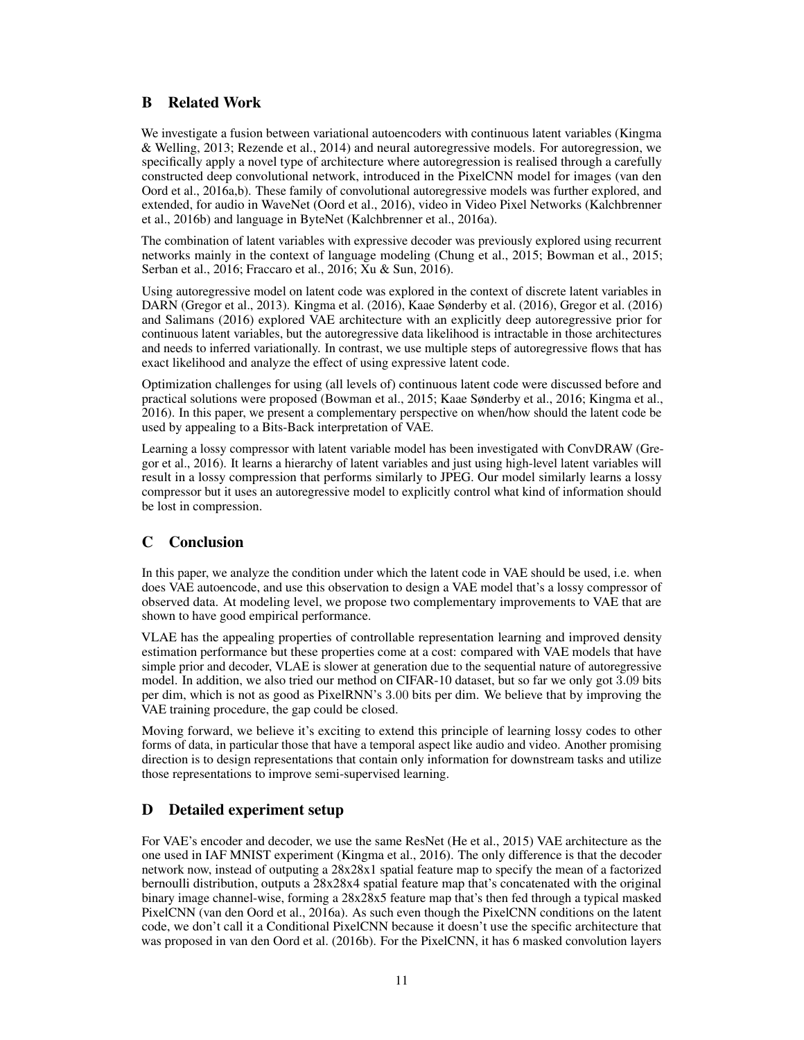## B Related Work

We investigate a fusion between variational autoencoders with continuous latent variables (Kingma & Welling, 2013; Rezende et al., 2014) and neural autoregressive models. For autoregression, we specifically apply a novel type of architecture where autoregression is realised through a carefully constructed deep convolutional network, introduced in the PixelCNN model for images (van den Oord et al., 2016a,b). These family of convolutional autoregressive models was further explored, and extended, for audio in WaveNet (Oord et al., 2016), video in Video Pixel Networks (Kalchbrenner et al., 2016b) and language in ByteNet (Kalchbrenner et al., 2016a).

The combination of latent variables with expressive decoder was previously explored using recurrent networks mainly in the context of language modeling (Chung et al., 2015; Bowman et al., 2015; Serban et al., 2016; Fraccaro et al., 2016; Xu & Sun, 2016).

Using autoregressive model on latent code was explored in the context of discrete latent variables in DARN (Gregor et al., 2013). Kingma et al. (2016), Kaae Sønderby et al. (2016), Gregor et al. (2016) and Salimans (2016) explored VAE architecture with an explicitly deep autoregressive prior for continuous latent variables, but the autoregressive data likelihood is intractable in those architectures and needs to inferred variationally. In contrast, we use multiple steps of autoregressive flows that has exact likelihood and analyze the effect of using expressive latent code.

Optimization challenges for using (all levels of) continuous latent code were discussed before and practical solutions were proposed (Bowman et al., 2015; Kaae Sønderby et al., 2016; Kingma et al., 2016). In this paper, we present a complementary perspective on when/how should the latent code be used by appealing to a Bits-Back interpretation of VAE.

Learning a lossy compressor with latent variable model has been investigated with ConvDRAW (Gregor et al., 2016). It learns a hierarchy of latent variables and just using high-level latent variables will result in a lossy compression that performs similarly to JPEG. Our model similarly learns a lossy compressor but it uses an autoregressive model to explicitly control what kind of information should be lost in compression.

## C Conclusion

In this paper, we analyze the condition under which the latent code in VAE should be used, i.e. when does VAE autoencode, and use this observation to design a VAE model that's a lossy compressor of observed data. At modeling level, we propose two complementary improvements to VAE that are shown to have good empirical performance.

VLAE has the appealing properties of controllable representation learning and improved density estimation performance but these properties come at a cost: compared with VAE models that have simple prior and decoder, VLAE is slower at generation due to the sequential nature of autoregressive model. In addition, we also tried our method on CIFAR-10 dataset, but so far we only got 3.09 bits per dim, which is not as good as PixelRNN's 3.00 bits per dim. We believe that by improving the VAE training procedure, the gap could be closed.

Moving forward, we believe it's exciting to extend this principle of learning lossy codes to other forms of data, in particular those that have a temporal aspect like audio and video. Another promising direction is to design representations that contain only information for downstream tasks and utilize those representations to improve semi-supervised learning.

## D Detailed experiment setup

For VAE's encoder and decoder, we use the same ResNet (He et al., 2015) VAE architecture as the one used in IAF MNIST experiment (Kingma et al., 2016). The only difference is that the decoder network now, instead of outputing a 28x28x1 spatial feature map to specify the mean of a factorized bernoulli distribution, outputs a 28x28x4 spatial feature map that's concatenated with the original binary image channel-wise, forming a 28x28x5 feature map that's then fed through a typical masked PixelCNN (van den Oord et al., 2016a). As such even though the PixelCNN conditions on the latent code, we don't call it a Conditional PixelCNN because it doesn't use the specific architecture that was proposed in van den Oord et al. (2016b). For the PixelCNN, it has 6 masked convolution layers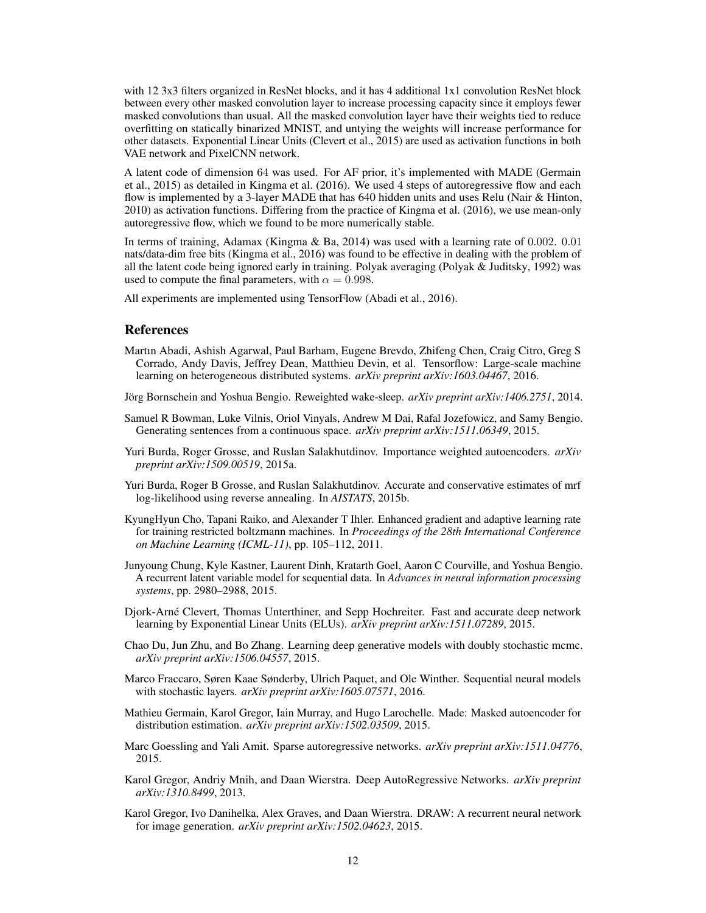with 12 3x3 filters organized in ResNet blocks, and it has 4 additional 1x1 convolution ResNet block between every other masked convolution layer to increase processing capacity since it employs fewer masked convolutions than usual. All the masked convolution layer have their weights tied to reduce overfitting on statically binarized MNIST, and untying the weights will increase performance for other datasets. Exponential Linear Units (Clevert et al., 2015) are used as activation functions in both VAE network and PixelCNN network.

A latent code of dimension $64$ was used. For AF prior, it's implemented with MADE (Germain et al., 2015) as detailed in Kingma et al. (2016). We used $4$ steps of autoregressive flow and each flow is implemented by a 3-layer MADE that has 640 hidden units and uses Relu (Nair & Hinton, 2010) as activation functions. Differing from the practice of Kingma et al. (2016), we use mean-only autoregressive flow, which we found to be more numerically stable.

In terms of training, Adamax (Kingma & Ba, 2014) was used with a learning rate of $0.002$. $0.01$ nats/data-dim free bits (Kingma et al., 2016) was found to be effective in dealing with the problem of all the latent code being ignored early in training. Polyak averaging (Polyak & Juditsky, 1992) was used to compute the final parameters, with $\alpha = 0.998$.

All experiments are implemented using TensorFlow (Abadi et al., 2016).

## References

Martın Abadi, Ashish Agarwal, Paul Barham, Eugene Brevdo, Zhifeng Chen, Craig Citro, Greg S Corrado, Andy Davis, Jeffrey Dean, Matthieu Devin, et al. Tensorflow: Large-scale machine learning on heterogeneous distributed systems. *arXiv preprint arXiv:1603.04467*, 2016.

Jörg Bornschein and Yoshua Bengio. Reweighted wake-sleep. *arXiv preprint arXiv:1406.2751*, 2014.

Samuel R Bowman, Luke Vilnis, Oriol Vinyals, Andrew M Dai, Rafal Jozefowicz, and Samy Bengio. Generating sentences from a continuous space. *arXiv preprint arXiv:1511.06349*, 2015.

Yuri Burda, Roger Grosse, and Ruslan Salakhutdinov. Importance weighted autoencoders. *arXiv preprint arXiv:1509.00519*, 2015a.

Yuri Burda, Roger B Grosse, and Ruslan Salakhutdinov. Accurate and conservative estimates of mrf log-likelihood using reverse annealing. In *AISTATS*, 2015b.

KyungHyun Cho, Tapani Raiko, and Alexander T Ihler. Enhanced gradient and adaptive learning rate for training restricted boltzmann machines. In *Proceedings of the 28th International Conference on Machine Learning (ICML-11)*, pp. 105–112, 2011.

Junyoung Chung, Kyle Kastner, Laurent Dinh, Kratarth Goel, Aaron C Courville, and Yoshua Bengio. A recurrent latent variable model for sequential data. In *Advances in neural information processing systems*, pp. 2980–2988, 2015.

Djork-Arné Clevert, Thomas Unterthiner, and Sepp Hochreiter. Fast and accurate deep network learning by Exponential Linear Units (ELUs). *arXiv preprint arXiv:1511.07289*, 2015.

Chao Du, Jun Zhu, and Bo Zhang. Learning deep generative models with doubly stochastic mcmc. *arXiv preprint arXiv:1506.04557*, 2015.

Marco Fraccaro, Søren Kaae Sønderby, Ulrich Paquet, and Ole Winther. Sequential neural models with stochastic layers. *arXiv preprint arXiv:1605.07571*, 2016.

Mathieu Germain, Karol Gregor, Iain Murray, and Hugo Larochelle. Made: Masked autoencoder for distribution estimation. *arXiv preprint arXiv:1502.03509*, 2015.

Marc Goessling and Yali Amit. Sparse autoregressive networks. *arXiv preprint arXiv:1511.04776*, 2015.

Karol Gregor, Andriy Mnih, and Daan Wierstra. Deep AutoRegressive Networks. *arXiv preprint arXiv:1310.8499*, 2013.

Karol Gregor, Ivo Danihelka, Alex Graves, and Daan Wierstra. DRAW: A recurrent neural network for image generation. *arXiv preprint arXiv:1502.04623*, 2015.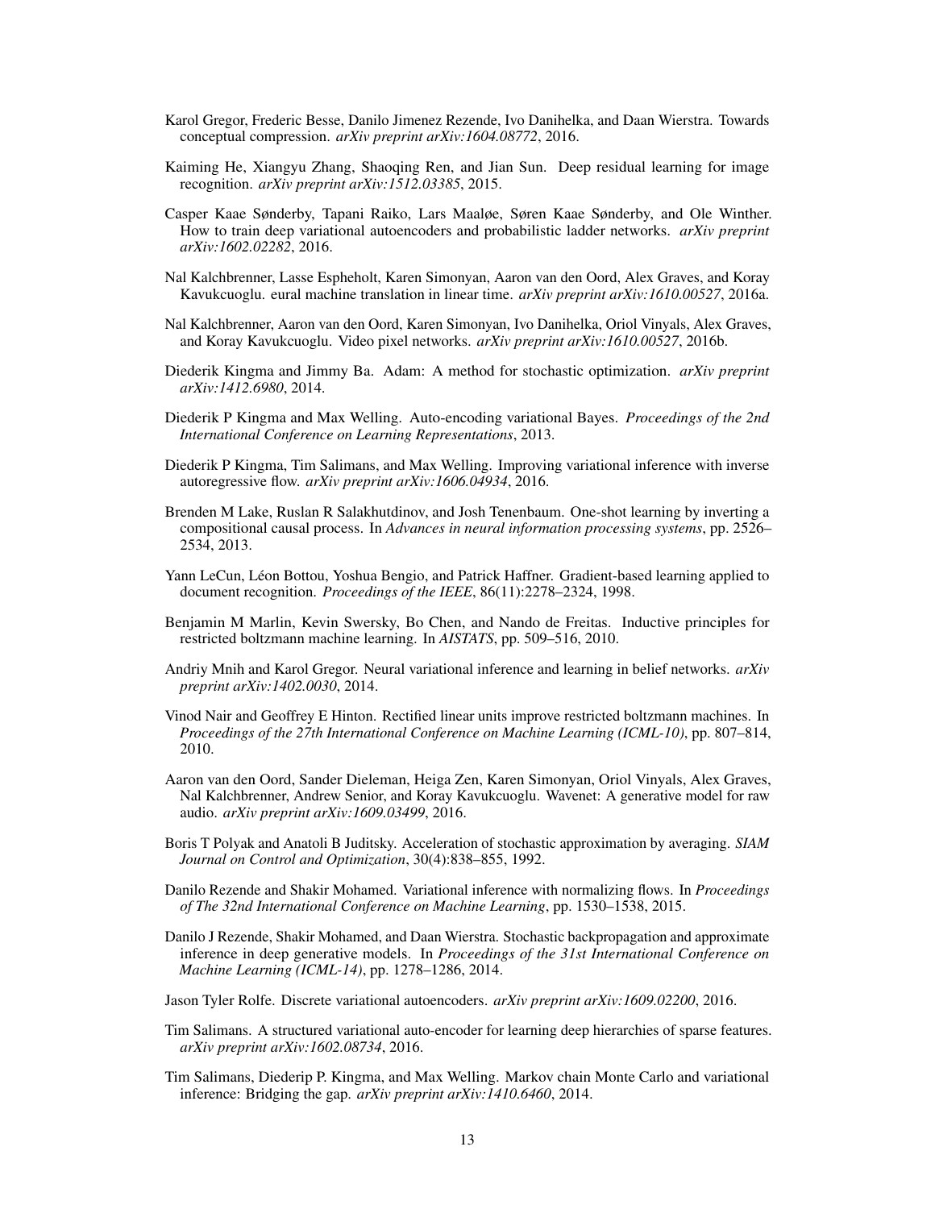Karol Gregor, Frederic Besse, Danilo Jimenez Rezende, Ivo Danihelka, and Daan Wierstra. Towards conceptual compression. *arXiv preprint arXiv:1604.08772*, 2016.

Kaiming He, Xiangyu Zhang, Shaoqing Ren, and Jian Sun. Deep residual learning for image recognition. *arXiv preprint arXiv:1512.03385*, 2015.

Casper Kaae Sønderby, Tapani Raiko, Lars Maaløe, Søren Kaae Sønderby, and Ole Winther. How to train deep variational autoencoders and probabilistic ladder networks. *arXiv preprint arXiv:1602.02282*, 2016.

Nal Kalchbrenner, Lasse Espheholt, Karen Simonyan, Aaron van den Oord, Alex Graves, and Koray Kavukcuoglu. eural machine translation in linear time. *arXiv preprint arXiv:1610.00527*, 2016a.

Nal Kalchbrenner, Aaron van den Oord, Karen Simonyan, Ivo Danihelka, Oriol Vinyals, Alex Graves, and Koray Kavukcuoglu. Video pixel networks. *arXiv preprint arXiv:1610.00527*, 2016b.

Diederik Kingma and Jimmy Ba. Adam: A method for stochastic optimization. *arXiv preprint arXiv:1412.6980*, 2014.

Diederik P Kingma and Max Welling. Auto-encoding variational Bayes. *Proceedings of the 2nd International Conference on Learning Representations*, 2013.

Diederik P Kingma, Tim Salimans, and Max Welling. Improving variational inference with inverse autoregressive flow. *arXiv preprint arXiv:1606.04934*, 2016.

Brenden M Lake, Ruslan R Salakhutdinov, and Josh Tenenbaum. One-shot learning by inverting a compositional causal process. In *Advances in neural information processing systems*, pp. 2526–2534, 2013.

Yann LeCun, Léon Bottou, Yoshua Bengio, and Patrick Haffner. Gradient-based learning applied to document recognition. *Proceedings of the IEEE*, 86(11):2278–2324, 1998.

Benjamin M Marlin, Kevin Swersky, Bo Chen, and Nando de Freitas. Inductive principles for restricted boltzmann machine learning. In *AISTATS*, pp. 509–516, 2010.

Andriy Mnih and Karol Gregor. Neural variational inference and learning in belief networks. *arXiv preprint arXiv:1402.0030*, 2014.

Vinod Nair and Geoffrey E Hinton. Rectified linear units improve restricted boltzmann machines. In *Proceedings of the 27th International Conference on Machine Learning (ICML-10)*, pp. 807–814, 2010.

Aaron van den Oord, Sander Dieleman, Heiga Zen, Karen Simonyan, Oriol Vinyals, Alex Graves, Nal Kalchbrenner, Andrew Senior, and Koray Kavukcuoglu. Wavenet: A generative model for raw audio. *arXiv preprint arXiv:1609.03499*, 2016.

Boris T Polyak and Anatoli B Juditsky. Acceleration of stochastic approximation by averaging. *SIAM Journal on Control and Optimization*, 30(4):838–855, 1992.

Danilo Rezende and Shakir Mohamed. Variational inference with normalizing flows. In *Proceedings of The 32nd International Conference on Machine Learning*, pp. 1530–1538, 2015.

Danilo J Rezende, Shakir Mohamed, and Daan Wierstra. Stochastic backpropagation and approximate inference in deep generative models. In *Proceedings of the 31st International Conference on Machine Learning (ICML-14)*, pp. 1278–1286, 2014.

Jason Tyler Rolfe. Discrete variational autoencoders. *arXiv preprint arXiv:1609.02200*, 2016.

Tim Salimans. A structured variational auto-encoder for learning deep hierarchies of sparse features. *arXiv preprint arXiv:1602.08734*, 2016.

Tim Salimans, Diederip P. Kingma, and Max Welling. Markov chain Monte Carlo and variational inference: Bridging the gap. *arXiv preprint arXiv:1410.6460*, 2014.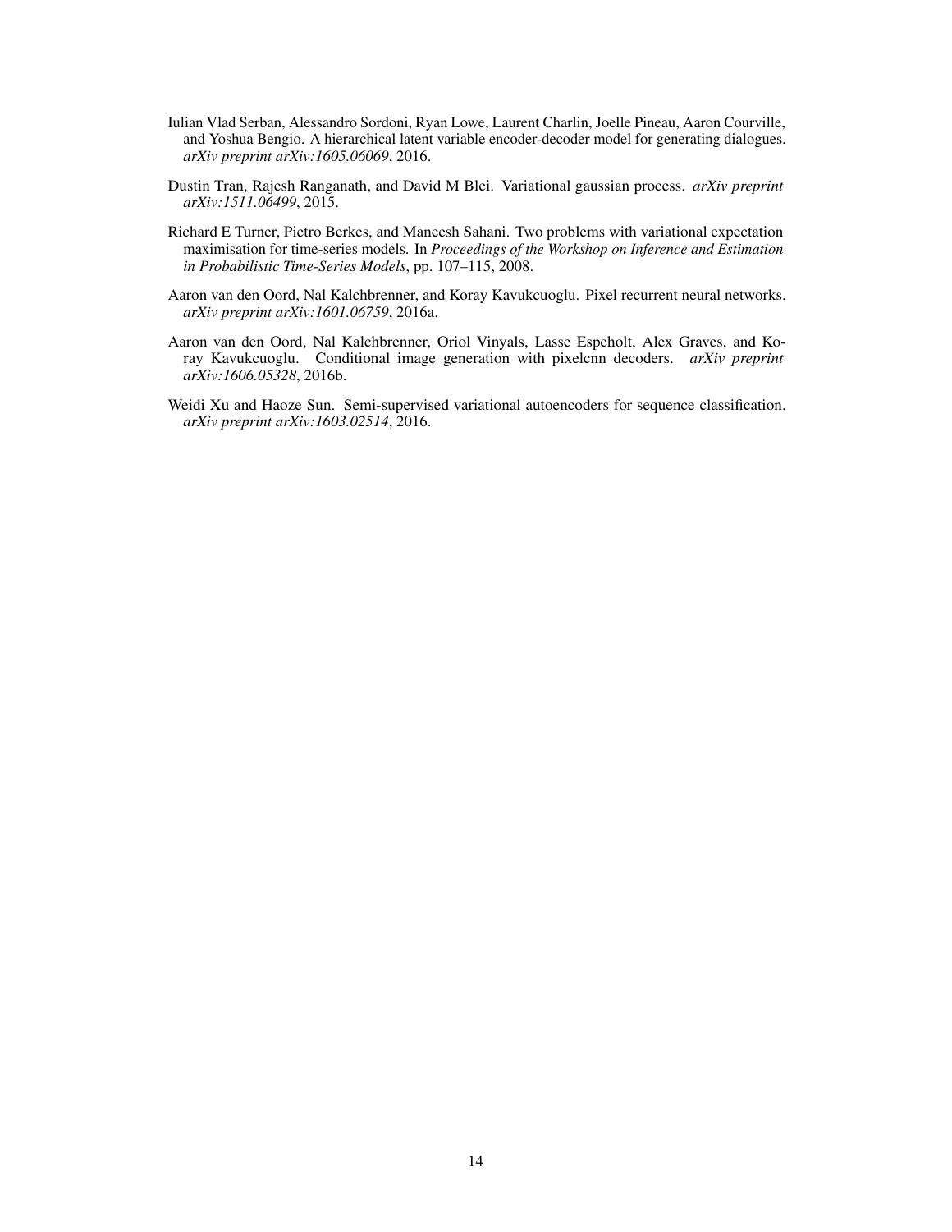Iulian Vlad Serban, Alessandro Sordoni, Ryan Lowe, Laurent Charlin, Joelle Pineau, Aaron Courville, and Yoshua Bengio. A hierarchical latent variable encoder-decoder model for generating dialogues. *arXiv preprint arXiv:1605.06069*, 2016.

Dustin Tran, Rajesh Ranganath, and David M Blei. Variational gaussian process. *arXiv preprint arXiv:1511.06499*, 2015.

Richard E Turner, Pietro Berkes, and Maneesh Sahani. Two problems with variational expectation maximisation for time-series models. In *Proceedings of the Workshop on Inference and Estimation in Probabilistic Time-Series Models*, pp. 107–115, 2008.

Aaron van den Oord, Nal Kalchbrenner, and Koray Kavukcuoglu. Pixel recurrent neural networks. *arXiv preprint arXiv:1601.06759*, 2016a.

Aaron van den Oord, Nal Kalchbrenner, Oriol Vinyals, Lasse Espeholt, Alex Graves, and Koray Kavukcuoglu. Conditional image generation with pixelcnn decoders. *arXiv preprint arXiv:1606.05328*, 2016b.

Weidi Xu and Haoze Sun. Semi-supervised variational autoencoders for sequence classification. *arXiv preprint arXiv:1603.02514*, 2016.